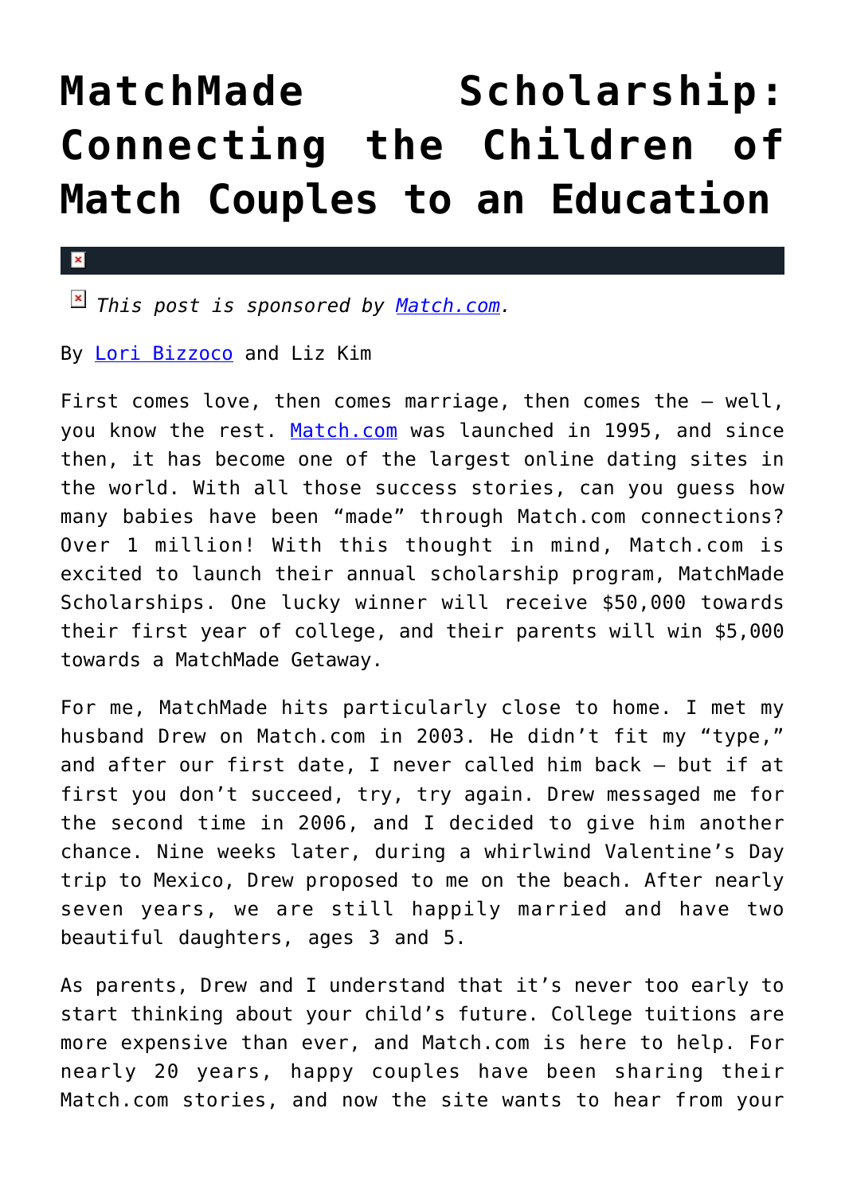# MatchMade Scholarship: Connecting the Children of Match Couples to an Education

*This post is sponsored by Match.com.*

By Lori Bizzoco and Liz Kim

First comes love, then comes marriage, then comes the – well, you know the rest. Match.com was launched in 1995, and since then, it has become one of the largest online dating sites in the world. With all those success stories, can you guess how many babies have been "made" through Match.com connections? Over 1 million! With this thought in mind, Match.com is excited to launch their annual scholarship program, MatchMade Scholarships. One lucky winner will receive $50,000 towards their first year of college, and their parents will win $5,000 towards a MatchMade Getaway.

For me, MatchMade hits particularly close to home. I met my husband Drew on Match.com in 2003. He didn't fit my "type," and after our first date, I never called him back – but if at first you don't succeed, try, try again. Drew messaged me for the second time in 2006, and I decided to give him another chance. Nine weeks later, during a whirlwind Valentine's Day trip to Mexico, Drew proposed to me on the beach. After nearly seven years, we are still happily married and have two beautiful daughters, ages 3 and 5.

As parents, Drew and I understand that it's never too early to start thinking about your child's future. College tuitions are more expensive than ever, and Match.com is here to help. For nearly 20 years, happy couples have been sharing their Match.com stories, and now the site wants to hear from your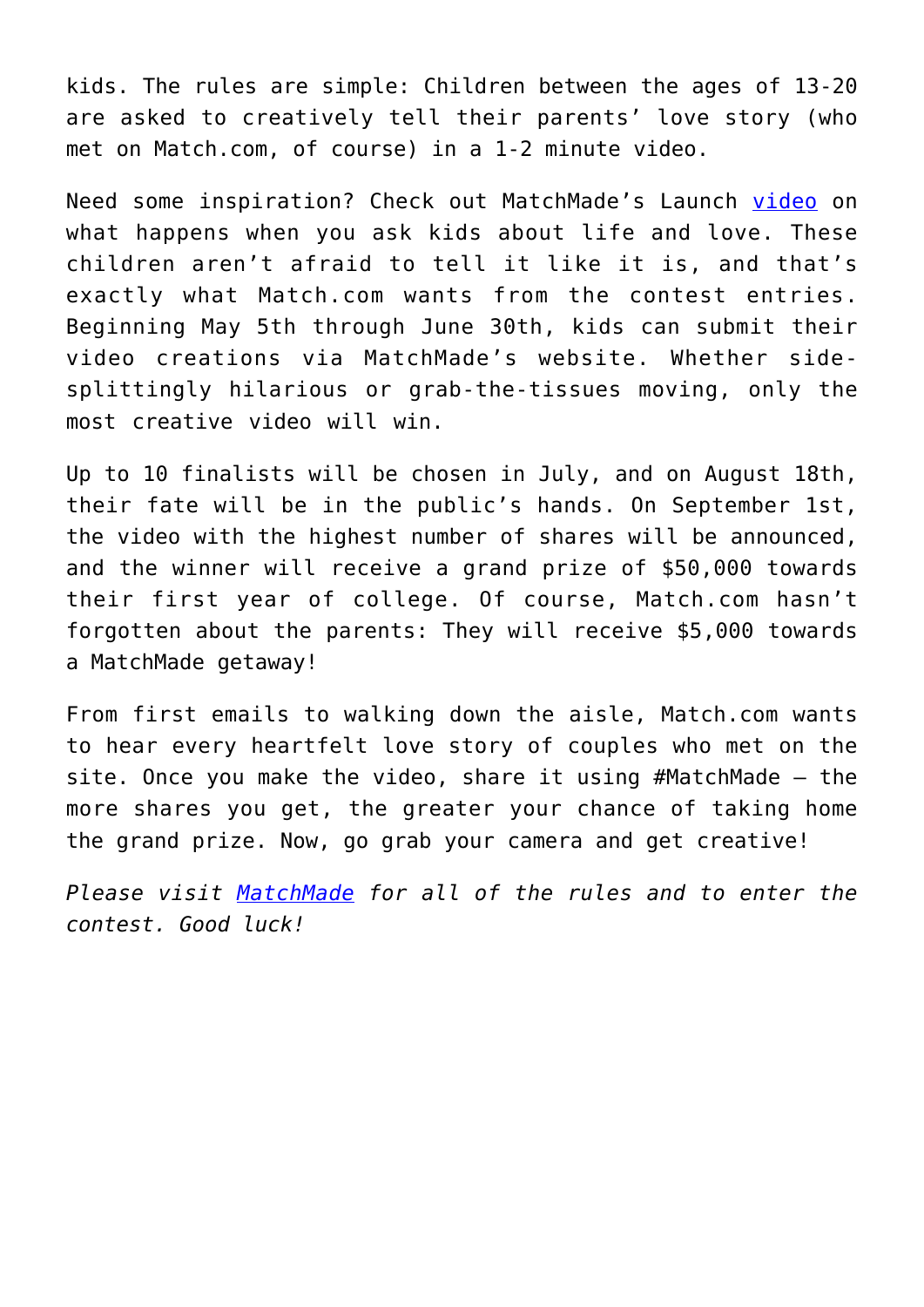kids. The rules are simple: Children between the ages of 13-20 are asked to creatively tell their parents' love story (who met on Match.com, of course) in a 1-2 minute video.

Need some inspiration? Check out MatchMade's Launch [video](#) on what happens when you ask kids about life and love. These children aren't afraid to tell it like it is, and that's exactly what Match.com wants from the contest entries. Beginning May 5th through June 30th, kids can submit their video creations via MatchMade's website. Whether side-splittingly hilarious or grab-the-tissues moving, only the most creative video will win.

Up to 10 finalists will be chosen in July, and on August 18th, their fate will be in the public's hands. On September 1st, the video with the highest number of shares will be announced, and the winner will receive a grand prize of $50,000 towards their first year of college. Of course, Match.com hasn't forgotten about the parents: They will receive $5,000 towards a MatchMade getaway!

From first emails to walking down the aisle, Match.com wants to hear every heartfelt love story of couples who met on the site. Once you make the video, share it using #MatchMade – the more shares you get, the greater your chance of taking home the grand prize. Now, go grab your camera and get creative!

*Please visit [MatchMade](#) for all of the rules and to enter the contest. Good luck!*